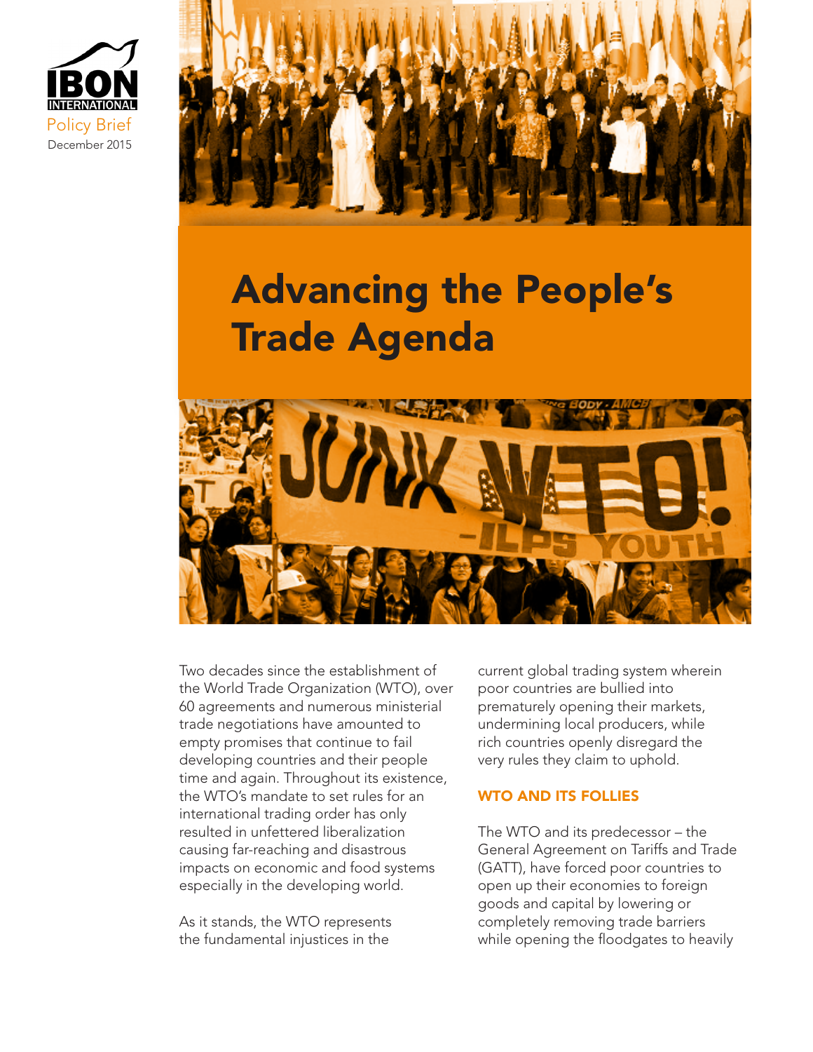IBON INTERNATIONAL

Policy Brief

December 2015

# Advancing the People's Trade Agenda

Two decades since the establishment of the World Trade Organization (WTO), over 60 agreements and numerous ministerial trade negotiations have amounted to empty promises that continue to fail developing countries and their people time and again. Throughout its existence, the WTO's mandate to set rules for an international trading order has only resulted in unfettered liberalization causing far-reaching and disastrous impacts on economic and food systems especially in the developing world.

As it stands, the WTO represents the fundamental injustices in the current global trading system wherein poor countries are bullied into prematurely opening their markets, undermining local producers, while rich countries openly disregard the very rules they claim to uphold.

## WTO AND ITS FOLLIES

The WTO and its predecessor – the General Agreement on Tariffs and Trade (GATT), have forced poor countries to open up their economies to foreign goods and capital by lowering or completely removing trade barriers while opening the floodgates to heavily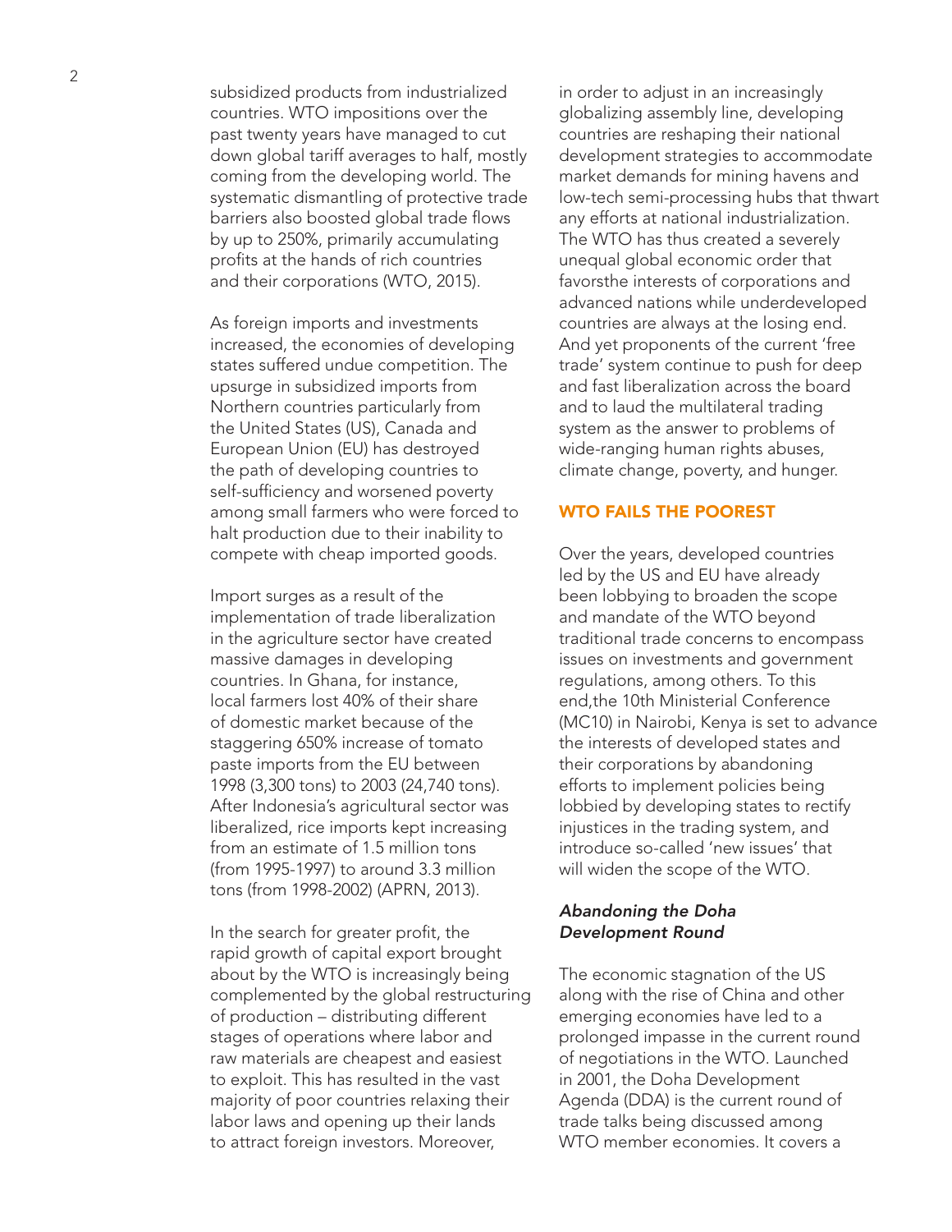subsidized products from industrialized countries. WTO impositions over the past twenty years have managed to cut down global tariff averages to half, mostly coming from the developing world. The systematic dismantling of protective trade barriers also boosted global trade flows by up to 250%, primarily accumulating profits at the hands of rich countries and their corporations (WTO, 2015).

As foreign imports and investments increased, the economies of developing states suffered undue competition. The upsurge in subsidized imports from Northern countries particularly from the United States (US), Canada and European Union (EU) has destroyed the path of developing countries to self-sufficiency and worsened poverty among small farmers who were forced to halt production due to their inability to compete with cheap imported goods.

Import surges as a result of the implementation of trade liberalization in the agriculture sector have created massive damages in developing countries. In Ghana, for instance, local farmers lost 40% of their share of domestic market because of the staggering 650% increase of tomato paste imports from the EU between 1998 (3,300 tons) to 2003 (24,740 tons). After Indonesia's agricultural sector was liberalized, rice imports kept increasing from an estimate of 1.5 million tons (from 1995-1997) to around 3.3 million tons (from 1998-2002) (APRN, 2013).

In the search for greater profit, the rapid growth of capital export brought about by the WTO is increasingly being complemented by the global restructuring of production – distributing different stages of operations where labor and raw materials are cheapest and easiest to exploit. This has resulted in the vast majority of poor countries relaxing their labor laws and opening up their lands to attract foreign investors. Moreover, in order to adjust in an increasingly globalizing assembly line, developing countries are reshaping their national development strategies to accommodate market demands for mining havens and low-tech semi-processing hubs that thwart any efforts at national industrialization. The WTO has thus created a severely unequal global economic order that favorsthe interests of corporations and advanced nations while underdeveloped countries are always at the losing end. And yet proponents of the current 'free trade' system continue to push for deep and fast liberalization across the board and to laud the multilateral trading system as the answer to problems of wide-ranging human rights abuses, climate change, poverty, and hunger.

## WTO FAILS THE POOREST

Over the years, developed countries led by the US and EU have already been lobbying to broaden the scope and mandate of the WTO beyond traditional trade concerns to encompass issues on investments and government regulations, among others. To this end,the 10th Ministerial Conference (MC10) in Nairobi, Kenya is set to advance the interests of developed states and their corporations by abandoning efforts to implement policies being lobbied by developing states to rectify injustices in the trading system, and introduce so-called 'new issues' that will widen the scope of the WTO.

### *Abandoning the Doha Development Round*

The economic stagnation of the US along with the rise of China and other emerging economies have led to a prolonged impasse in the current round of negotiations in the WTO. Launched in 2001, the Doha Development Agenda (DDA) is the current round of trade talks being discussed among WTO member economies. It covers a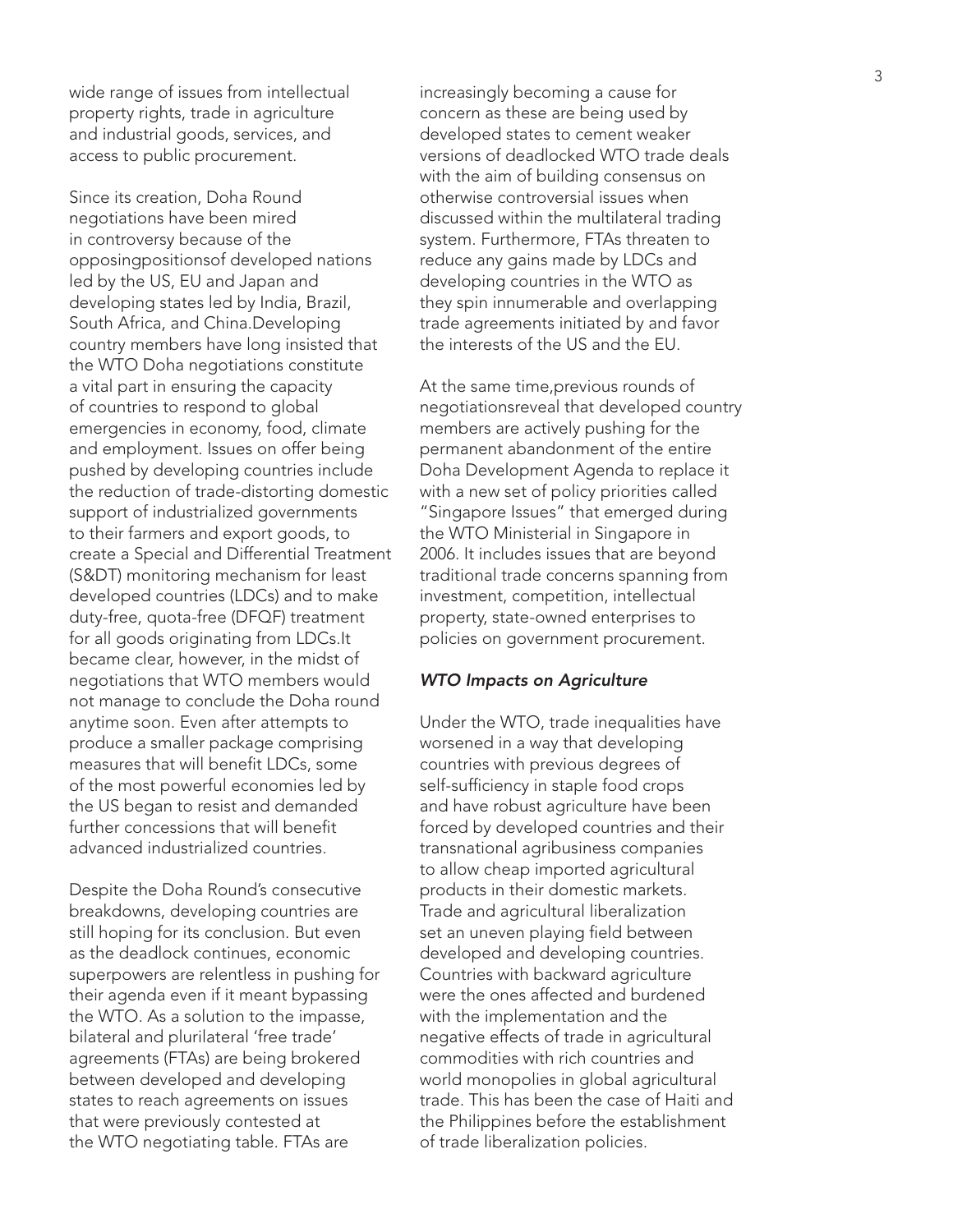wide range of issues from intellectual property rights, trade in agriculture and industrial goods, services, and access to public procurement.

Since its creation, Doha Round negotiations have been mired in controversy because of the opposingpositionsof developed nations led by the US, EU and Japan and developing states led by India, Brazil, South Africa, and China.Developing country members have long insisted that the WTO Doha negotiations constitute a vital part in ensuring the capacity of countries to respond to global emergencies in economy, food, climate and employment. Issues on offer being pushed by developing countries include the reduction of trade-distorting domestic support of industrialized governments to their farmers and export goods, to create a Special and Differential Treatment (S&DT) monitoring mechanism for least developed countries (LDCs) and to make duty-free, quota-free (DFQF) treatment for all goods originating from LDCs.It became clear, however, in the midst of negotiations that WTO members would not manage to conclude the Doha round anytime soon. Even after attempts to produce a smaller package comprising measures that will benefit LDCs, some of the most powerful economies led by the US began to resist and demanded further concessions that will benefit advanced industrialized countries.

Despite the Doha Round's consecutive breakdowns, developing countries are still hoping for its conclusion. But even as the deadlock continues, economic superpowers are relentless in pushing for their agenda even if it meant bypassing the WTO. As a solution to the impasse, bilateral and plurilateral 'free trade' agreements (FTAs) are being brokered between developed and developing states to reach agreements on issues that were previously contested at the WTO negotiating table. FTAs are increasingly becoming a cause for concern as these are being used by developed states to cement weaker versions of deadlocked WTO trade deals with the aim of building consensus on otherwise controversial issues when discussed within the multilateral trading system. Furthermore, FTAs threaten to reduce any gains made by LDCs and developing countries in the WTO as they spin innumerable and overlapping trade agreements initiated by and favor the interests of the US and the EU.

At the same time,previous rounds of negotiationsreveal that developed country members are actively pushing for the permanent abandonment of the entire Doha Development Agenda to replace it with a new set of policy priorities called "Singapore Issues" that emerged during the WTO Ministerial in Singapore in 2006. It includes issues that are beyond traditional trade concerns spanning from investment, competition, intellectual property, state-owned enterprises to policies on government procurement.

### *WTO Impacts on Agriculture*

Under the WTO, trade inequalities have worsened in a way that developing countries with previous degrees of self-sufficiency in staple food crops and have robust agriculture have been forced by developed countries and their transnational agribusiness companies to allow cheap imported agricultural products in their domestic markets. Trade and agricultural liberalization set an uneven playing field between developed and developing countries. Countries with backward agriculture were the ones affected and burdened with the implementation and the negative effects of trade in agricultural commodities with rich countries and world monopolies in global agricultural trade. This has been the case of Haiti and the Philippines before the establishment of trade liberalization policies.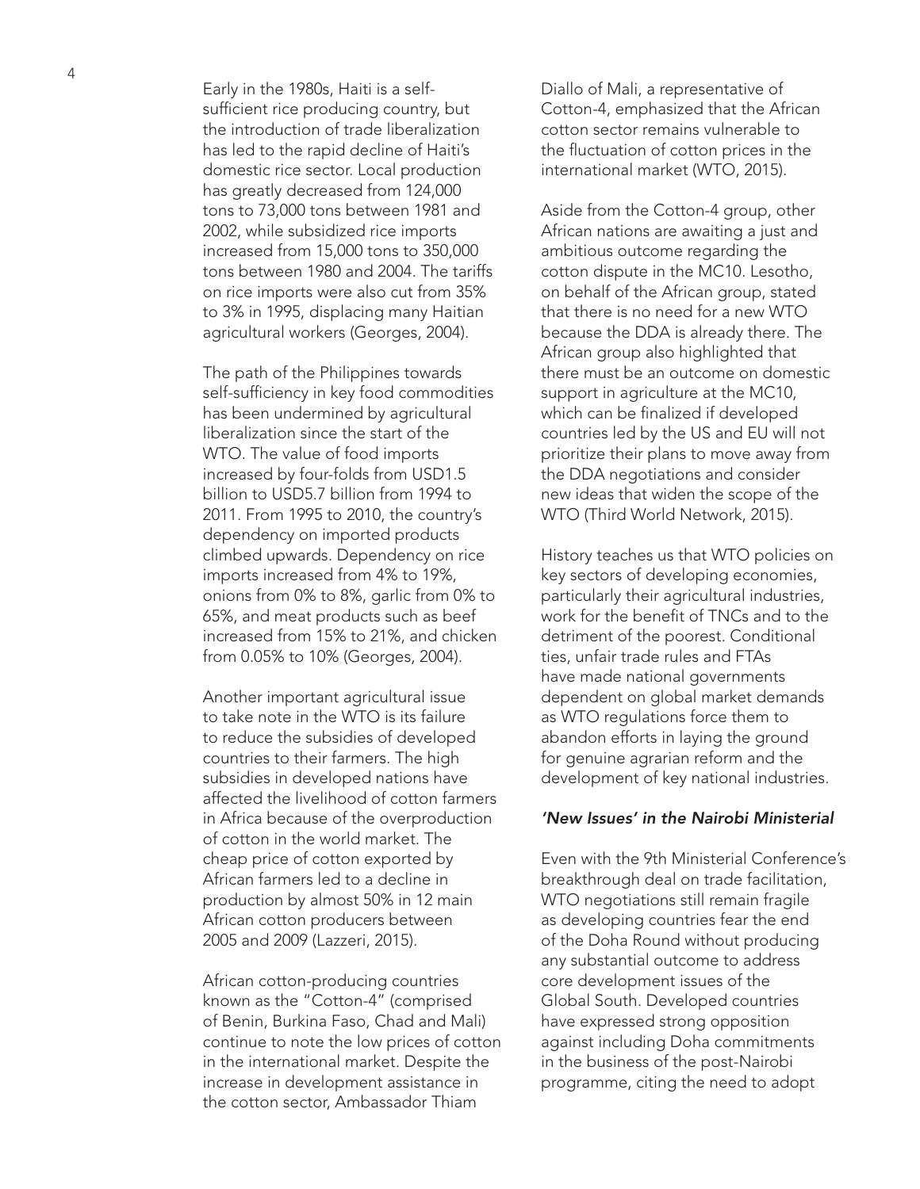Early in the 1980s, Haiti is a self-sufficient rice producing country, but the introduction of trade liberalization has led to the rapid decline of Haiti's domestic rice sector. Local production has greatly decreased from 124,000 tons to 73,000 tons between 1981 and 2002, while subsidized rice imports increased from 15,000 tons to 350,000 tons between 1980 and 2004. The tariffs on rice imports were also cut from 35% to 3% in 1995, displacing many Haitian agricultural workers (Georges, 2004).

The path of the Philippines towards self-sufficiency in key food commodities has been undermined by agricultural liberalization since the start of the WTO. The value of food imports increased by four-folds from USD1.5 billion to USD5.7 billion from 1994 to 2011. From 1995 to 2010, the country's dependency on imported products climbed upwards. Dependency on rice imports increased from 4% to 19%, onions from 0% to 8%, garlic from 0% to 65%, and meat products such as beef increased from 15% to 21%, and chicken from 0.05% to 10% (Georges, 2004).

Another important agricultural issue to take note in the WTO is its failure to reduce the subsidies of developed countries to their farmers. The high subsidies in developed nations have affected the livelihood of cotton farmers in Africa because of the overproduction of cotton in the world market. The cheap price of cotton exported by African farmers led to a decline in production by almost 50% in 12 main African cotton producers between 2005 and 2009 (Lazzeri, 2015).

African cotton-producing countries known as the "Cotton-4" (comprised of Benin, Burkina Faso, Chad and Mali) continue to note the low prices of cotton in the international market. Despite the increase in development assistance in the cotton sector, Ambassador Thiam Diallo of Mali, a representative of Cotton-4, emphasized that the African cotton sector remains vulnerable to the fluctuation of cotton prices in the international market (WTO, 2015).

Aside from the Cotton-4 group, other African nations are awaiting a just and ambitious outcome regarding the cotton dispute in the MC10. Lesotho, on behalf of the African group, stated that there is no need for a new WTO because the DDA is already there. The African group also highlighted that there must be an outcome on domestic support in agriculture at the MC10, which can be finalized if developed countries led by the US and EU will not prioritize their plans to move away from the DDA negotiations and consider new ideas that widen the scope of the WTO (Third World Network, 2015).

History teaches us that WTO policies on key sectors of developing economies, particularly their agricultural industries, work for the benefit of TNCs and to the detriment of the poorest. Conditional ties, unfair trade rules and FTAs have made national governments dependent on global market demands as WTO regulations force them to abandon efforts in laying the ground for genuine agrarian reform and the development of key national industries.

### *'New Issues' in the Nairobi Ministerial*

Even with the 9th Ministerial Conference's breakthrough deal on trade facilitation, WTO negotiations still remain fragile as developing countries fear the end of the Doha Round without producing any substantial outcome to address core development issues of the Global South. Developed countries have expressed strong opposition against including Doha commitments in the business of the post-Nairobi programme, citing the need to adopt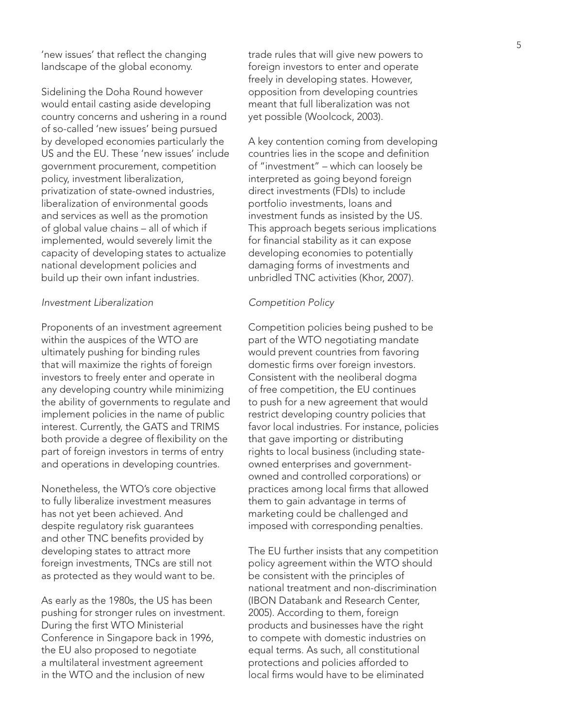'new issues' that reflect the changing landscape of the global economy.

Sidelining the Doha Round however would entail casting aside developing country concerns and ushering in a round of so-called 'new issues' being pursued by developed economies particularly the US and the EU. These 'new issues' include government procurement, competition policy, investment liberalization, privatization of state-owned industries, liberalization of environmental goods and services as well as the promotion of global value chains – all of which if implemented, would severely limit the capacity of developing states to actualize national development policies and build up their own infant industries.

*Investment Liberalization*

Proponents of an investment agreement within the auspices of the WTO are ultimately pushing for binding rules that will maximize the rights of foreign investors to freely enter and operate in any developing country while minimizing the ability of governments to regulate and implement policies in the name of public interest. Currently, the GATS and TRIMS both provide a degree of flexibility on the part of foreign investors in terms of entry and operations in developing countries.

Nonetheless, the WTO's core objective to fully liberalize investment measures has not yet been achieved. And despite regulatory risk guarantees and other TNC benefits provided by developing states to attract more foreign investments, TNCs are still not as protected as they would want to be.

As early as the 1980s, the US has been pushing for stronger rules on investment. During the first WTO Ministerial Conference in Singapore back in 1996, the EU also proposed to negotiate a multilateral investment agreement in the WTO and the inclusion of new trade rules that will give new powers to foreign investors to enter and operate freely in developing states. However, opposition from developing countries meant that full liberalization was not yet possible (Woolcock, 2003).

A key contention coming from developing countries lies in the scope and definition of "investment" – which can loosely be interpreted as going beyond foreign direct investments (FDIs) to include portfolio investments, loans and investment funds as insisted by the US. This approach begets serious implications for financial stability as it can expose developing economies to potentially damaging forms of investments and unbridled TNC activities (Khor, 2007).

*Competition Policy*

Competition policies being pushed to be part of the WTO negotiating mandate would prevent countries from favoring domestic firms over foreign investors. Consistent with the neoliberal dogma of free competition, the EU continues to push for a new agreement that would restrict developing country policies that favor local industries. For instance, policies that gave importing or distributing rights to local business (including state-owned enterprises and government-owned and controlled corporations) or practices among local firms that allowed them to gain advantage in terms of marketing could be challenged and imposed with corresponding penalties.

The EU further insists that any competition policy agreement within the WTO should be consistent with the principles of national treatment and non-discrimination (IBON Databank and Research Center, 2005). According to them, foreign products and businesses have the right to compete with domestic industries on equal terms. As such, all constitutional protections and policies afforded to local firms would have to be eliminated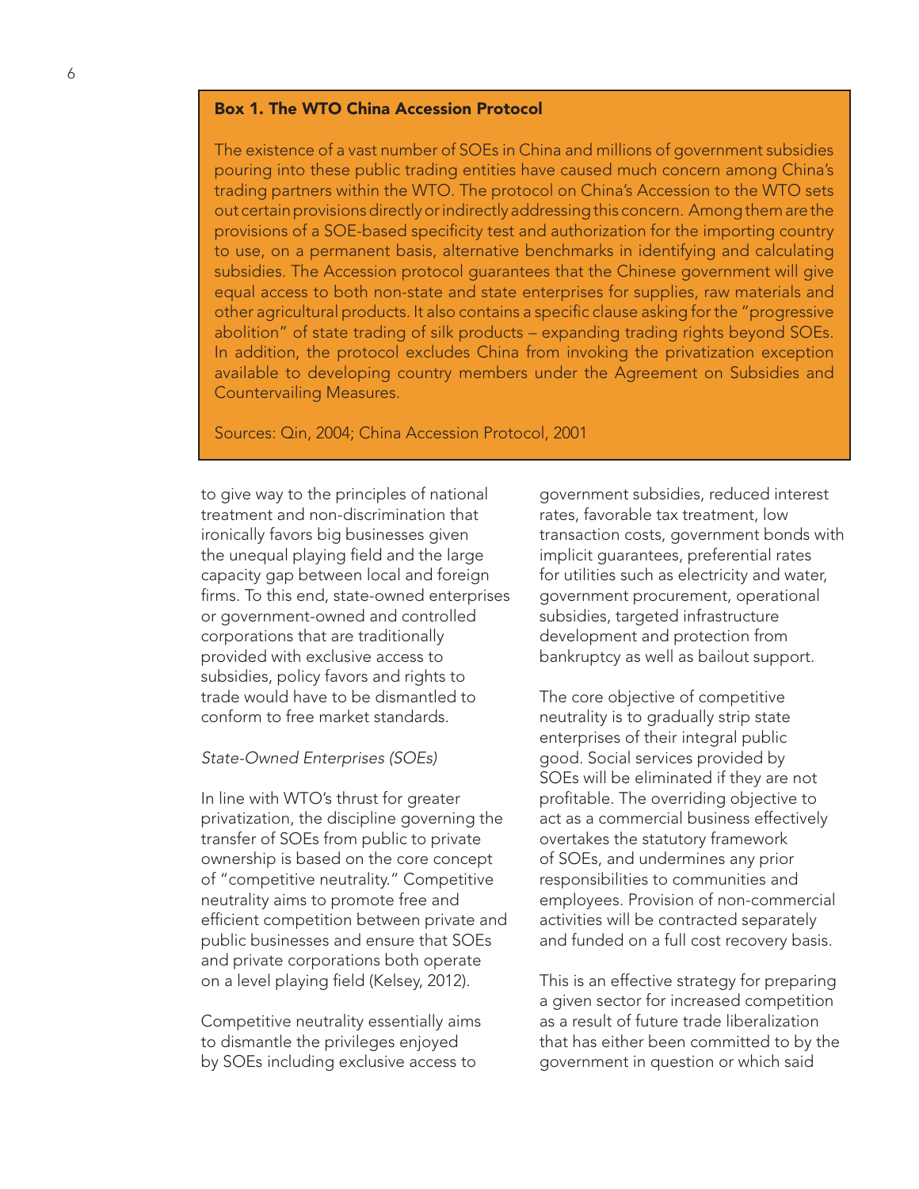**Box 1. The WTO China Accession Protocol**

The existence of a vast number of SOEs in China and millions of government subsidies pouring into these public trading entities have caused much concern among China's trading partners within the WTO. The protocol on China's Accession to the WTO sets out certain provisions directly or indirectly addressing this concern. Among them are the provisions of a SOE-based specificity test and authorization for the importing country to use, on a permanent basis, alternative benchmarks in identifying and calculating subsidies. The Accession protocol guarantees that the Chinese government will give equal access to both non-state and state enterprises for supplies, raw materials and other agricultural products. It also contains a specific clause asking for the "progressive abolition" of state trading of silk products – expanding trading rights beyond SOEs. In addition, the protocol excludes China from invoking the privatization exception available to developing country members under the Agreement on Subsidies and Countervailing Measures.

Sources: Qin, 2004; China Accession Protocol, 2001

to give way to the principles of national treatment and non-discrimination that ironically favors big businesses given the unequal playing field and the large capacity gap between local and foreign firms. To this end, state-owned enterprises or government-owned and controlled corporations that are traditionally provided with exclusive access to subsidies, policy favors and rights to trade would have to be dismantled to conform to free market standards.

*State-Owned Enterprises (SOEs)*

In line with WTO's thrust for greater privatization, the discipline governing the transfer of SOEs from public to private ownership is based on the core concept of "competitive neutrality." Competitive neutrality aims to promote free and efficient competition between private and public businesses and ensure that SOEs and private corporations both operate on a level playing field (Kelsey, 2012).

Competitive neutrality essentially aims to dismantle the privileges enjoyed by SOEs including exclusive access to government subsidies, reduced interest rates, favorable tax treatment, low transaction costs, government bonds with implicit guarantees, preferential rates for utilities such as electricity and water, government procurement, operational subsidies, targeted infrastructure development and protection from bankruptcy as well as bailout support.

The core objective of competitive neutrality is to gradually strip state enterprises of their integral public good. Social services provided by SOEs will be eliminated if they are not profitable. The overriding objective to act as a commercial business effectively overtakes the statutory framework of SOEs, and undermines any prior responsibilities to communities and employees. Provision of non-commercial activities will be contracted separately and funded on a full cost recovery basis.

This is an effective strategy for preparing a given sector for increased competition as a result of future trade liberalization that has either been committed to by the government in question or which said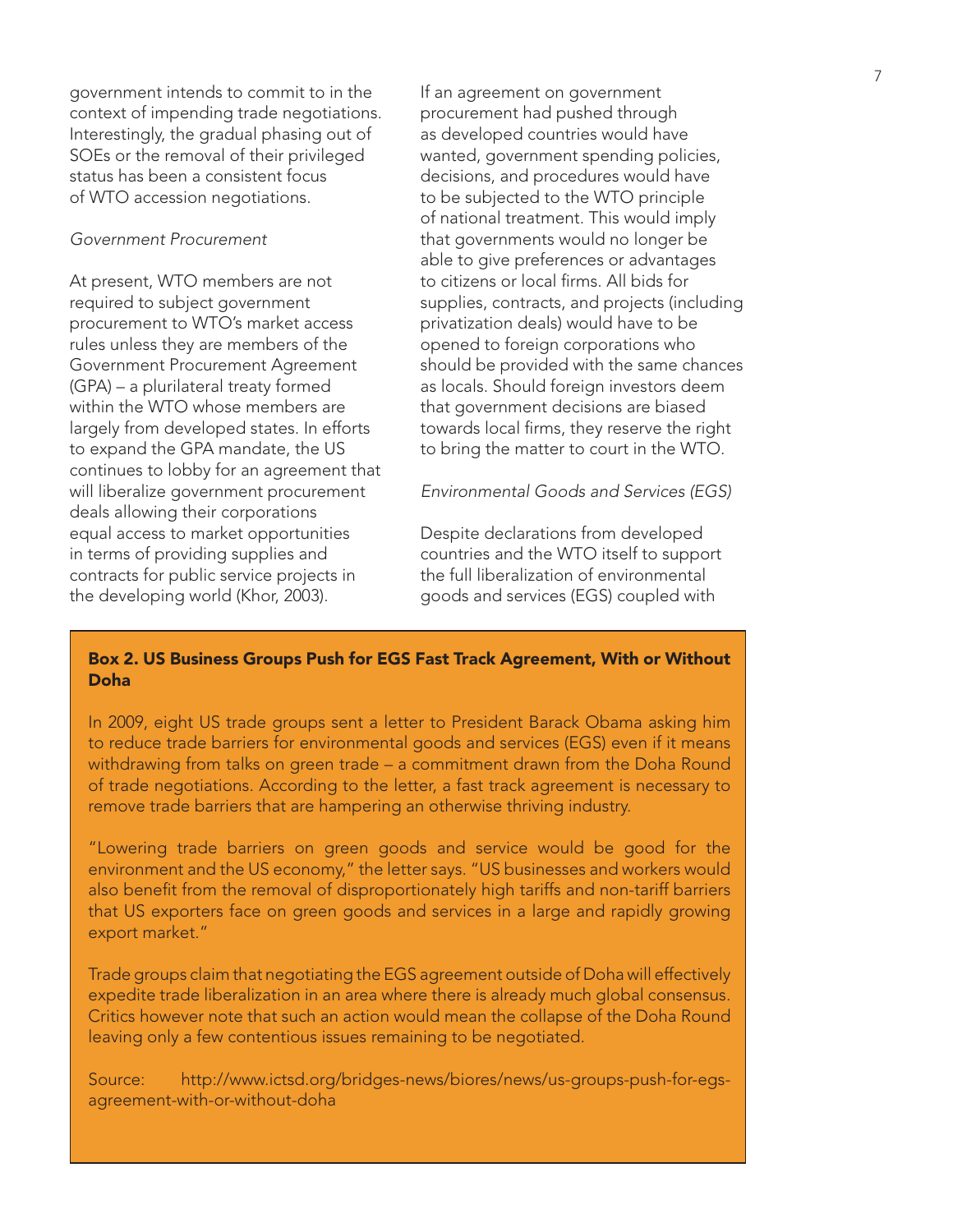government intends to commit to in the context of impending trade negotiations. Interestingly, the gradual phasing out of SOEs or the removal of their privileged status has been a consistent focus of WTO accession negotiations.

*Government Procurement*

At present, WTO members are not required to subject government procurement to WTO's market access rules unless they are members of the Government Procurement Agreement (GPA) – a plurilateral treaty formed within the WTO whose members are largely from developed states. In efforts to expand the GPA mandate, the US continues to lobby for an agreement that will liberalize government procurement deals allowing their corporations equal access to market opportunities in terms of providing supplies and contracts for public service projects in the developing world (Khor, 2003).

If an agreement on government procurement had pushed through as developed countries would have wanted, government spending policies, decisions, and procedures would have to be subjected to the WTO principle of national treatment. This would imply that governments would no longer be able to give preferences or advantages to citizens or local firms. All bids for supplies, contracts, and projects (including privatization deals) would have to be opened to foreign corporations who should be provided with the same chances as locals. Should foreign investors deem that government decisions are biased towards local firms, they reserve the right to bring the matter to court in the WTO.

*Environmental Goods and Services (EGS)*

Despite declarations from developed countries and the WTO itself to support the full liberalization of environmental goods and services (EGS) coupled with

**Box 2. US Business Groups Push for EGS Fast Track Agreement, With or Without Doha**

In 2009, eight US trade groups sent a letter to President Barack Obama asking him to reduce trade barriers for environmental goods and services (EGS) even if it means withdrawing from talks on green trade – a commitment drawn from the Doha Round of trade negotiations. According to the letter, a fast track agreement is necessary to remove trade barriers that are hampering an otherwise thriving industry.

"Lowering trade barriers on green goods and service would be good for the environment and the US economy," the letter says. "US businesses and workers would also benefit from the removal of disproportionately high tariffs and non-tariff barriers that US exporters face on green goods and services in a large and rapidly growing export market."

Trade groups claim that negotiating the EGS agreement outside of Doha will effectively expedite trade liberalization in an area where there is already much global consensus. Critics however note that such an action would mean the collapse of the Doha Round leaving only a few contentious issues remaining to be negotiated.

Source: http://www.ictsd.org/bridges-news/biores/news/us-groups-push-for-egs-agreement-with-or-without-doha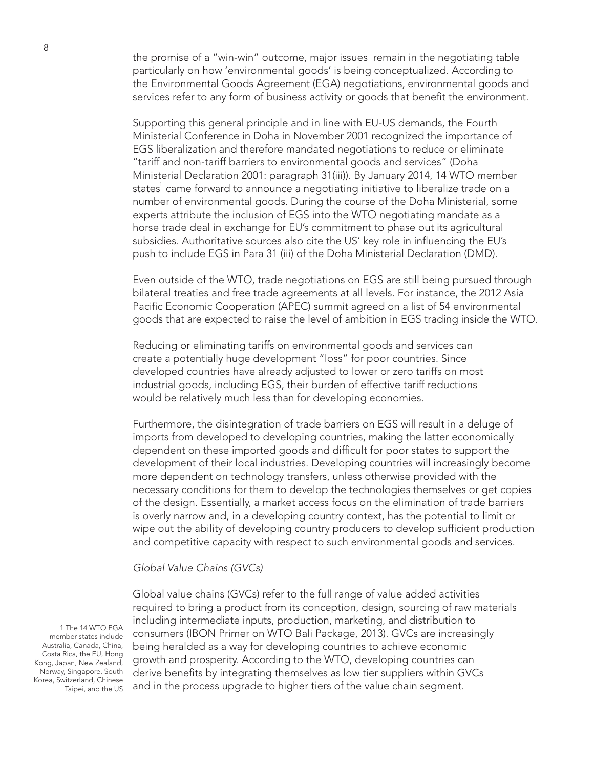the promise of a "win-win" outcome, major issues remain in the negotiating table particularly on how 'environmental goods' is being conceptualized. According to the Environmental Goods Agreement (EGA) negotiations, environmental goods and services refer to any form of business activity or goods that benefit the environment.

Supporting this general principle and in line with EU-US demands, the Fourth Ministerial Conference in Doha in November 2001 recognized the importance of EGS liberalization and therefore mandated negotiations to reduce or eliminate "tariff and non-tariff barriers to environmental goods and services" (Doha Ministerial Declaration 2001: paragraph 31(iii)). By January 2014, 14 WTO member states[1] came forward to announce a negotiating initiative to liberalize trade on a number of environmental goods. During the course of the Doha Ministerial, some experts attribute the inclusion of EGS into the WTO negotiating mandate as a horse trade deal in exchange for EU's commitment to phase out its agricultural subsidies. Authoritative sources also cite the US' key role in influencing the EU's push to include EGS in Para 31 (iii) of the Doha Ministerial Declaration (DMD).

Even outside of the WTO, trade negotiations on EGS are still being pursued through bilateral treaties and free trade agreements at all levels. For instance, the 2012 Asia Pacific Economic Cooperation (APEC) summit agreed on a list of 54 environmental goods that are expected to raise the level of ambition in EGS trading inside the WTO.

Reducing or eliminating tariffs on environmental goods and services can create a potentially huge development "loss" for poor countries. Since developed countries have already adjusted to lower or zero tariffs on most industrial goods, including EGS, their burden of effective tariff reductions would be relatively much less than for developing economies.

Furthermore, the disintegration of trade barriers on EGS will result in a deluge of imports from developed to developing countries, making the latter economically dependent on these imported goods and difficult for poor states to support the development of their local industries. Developing countries will increasingly become more dependent on technology transfers, unless otherwise provided with the necessary conditions for them to develop the technologies themselves or get copies of the design. Essentially, a market access focus on the elimination of trade barriers is overly narrow and, in a developing country context, has the potential to limit or wipe out the ability of developing country producers to develop sufficient production and competitive capacity with respect to such environmental goods and services.

### *Global Value Chains (GVCs)*

Global value chains (GVCs) refer to the full range of value added activities required to bring a product from its conception, design, sourcing of raw materials including intermediate inputs, production, marketing, and distribution to consumers (IBON Primer on WTO Bali Package, 2013). GVCs are increasingly being heralded as a way for developing countries to achieve economic growth and prosperity. According to the WTO, developing countries can derive benefits by integrating themselves as low tier suppliers within GVCs and in the process upgrade to higher tiers of the value chain segment.

1 The 14 WTO EGA member states include Australia, Canada, China, Costa Rica, the EU, Hong Kong, Japan, New Zealand, Norway, Singapore, South Korea, Switzerland, Chinese Taipei, and the US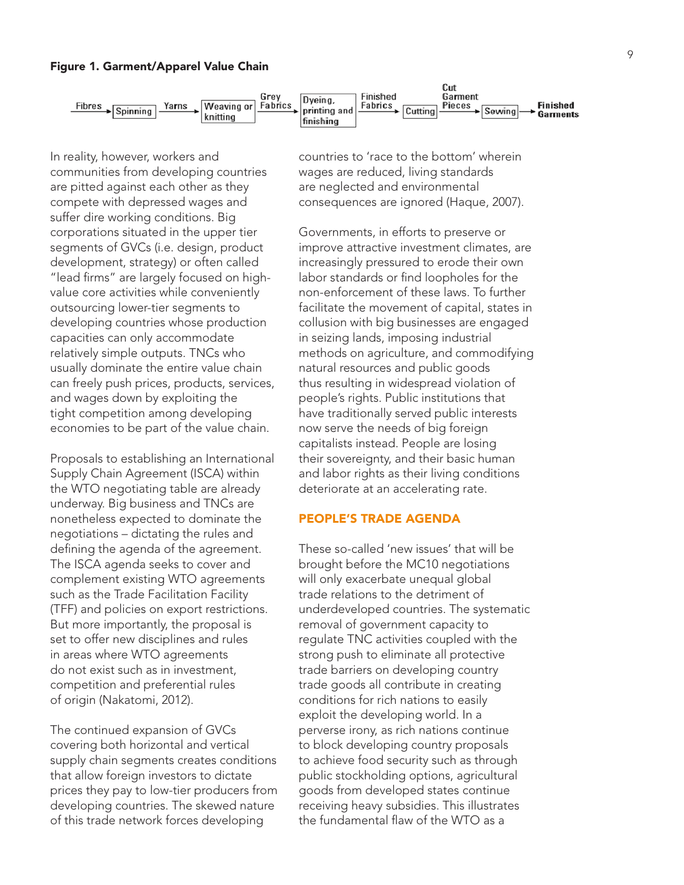**Figure 1. Garment/Apparel Value Chain**

Fibres → Spinning → Yarns → Weaving or knitting → Grey Fabrics → Dyeing, printing and finishing → Finished Fabrics → Cutting → Cut Garment Pieces → Sewing → Finished Garments

In reality, however, workers and communities from developing countries are pitted against each other as they compete with depressed wages and suffer dire working conditions. Big corporations situated in the upper tier segments of GVCs (i.e. design, product development, strategy) or often called "lead firms" are largely focused on high-value core activities while conveniently outsourcing lower-tier segments to developing countries whose production capacities can only accommodate relatively simple outputs. TNCs who usually dominate the entire value chain can freely push prices, products, services, and wages down by exploiting the tight competition among developing economies to be part of the value chain.

Proposals to establishing an International Supply Chain Agreement (ISCA) within the WTO negotiating table are already underway. Big business and TNCs are nonetheless expected to dominate the negotiations – dictating the rules and defining the agenda of the agreement. The ISCA agenda seeks to cover and complement existing WTO agreements such as the Trade Facilitation Facility (TFF) and policies on export restrictions. But more importantly, the proposal is set to offer new disciplines and rules in areas where WTO agreements do not exist such as in investment, competition and preferential rules of origin (Nakatomi, 2012).

The continued expansion of GVCs covering both horizontal and vertical supply chain segments creates conditions that allow foreign investors to dictate prices they pay to low-tier producers from developing countries. The skewed nature of this trade network forces developing countries to 'race to the bottom' wherein wages are reduced, living standards are neglected and environmental consequences are ignored (Haque, 2007).

Governments, in efforts to preserve or improve attractive investment climates, are increasingly pressured to erode their own labor standards or find loopholes for the non-enforcement of these laws. To further facilitate the movement of capital, states in collusion with big businesses are engaged in seizing lands, imposing industrial methods on agriculture, and commodifying natural resources and public goods thus resulting in widespread violation of people's rights. Public institutions that have traditionally served public interests now serve the needs of big foreign capitalists instead. People are losing their sovereignty, and their basic human and labor rights as their living conditions deteriorate at an accelerating rate.

## PEOPLE'S TRADE AGENDA

These so-called 'new issues' that will be brought before the MC10 negotiations will only exacerbate unequal global trade relations to the detriment of underdeveloped countries. The systematic removal of government capacity to regulate TNC activities coupled with the strong push to eliminate all protective trade barriers on developing country trade goods all contribute in creating conditions for rich nations to easily exploit the developing world. In a perverse irony, as rich nations continue to block developing country proposals to achieve food security such as through public stockholding options, agricultural goods from developed states continue receiving heavy subsidies. This illustrates the fundamental flaw of the WTO as a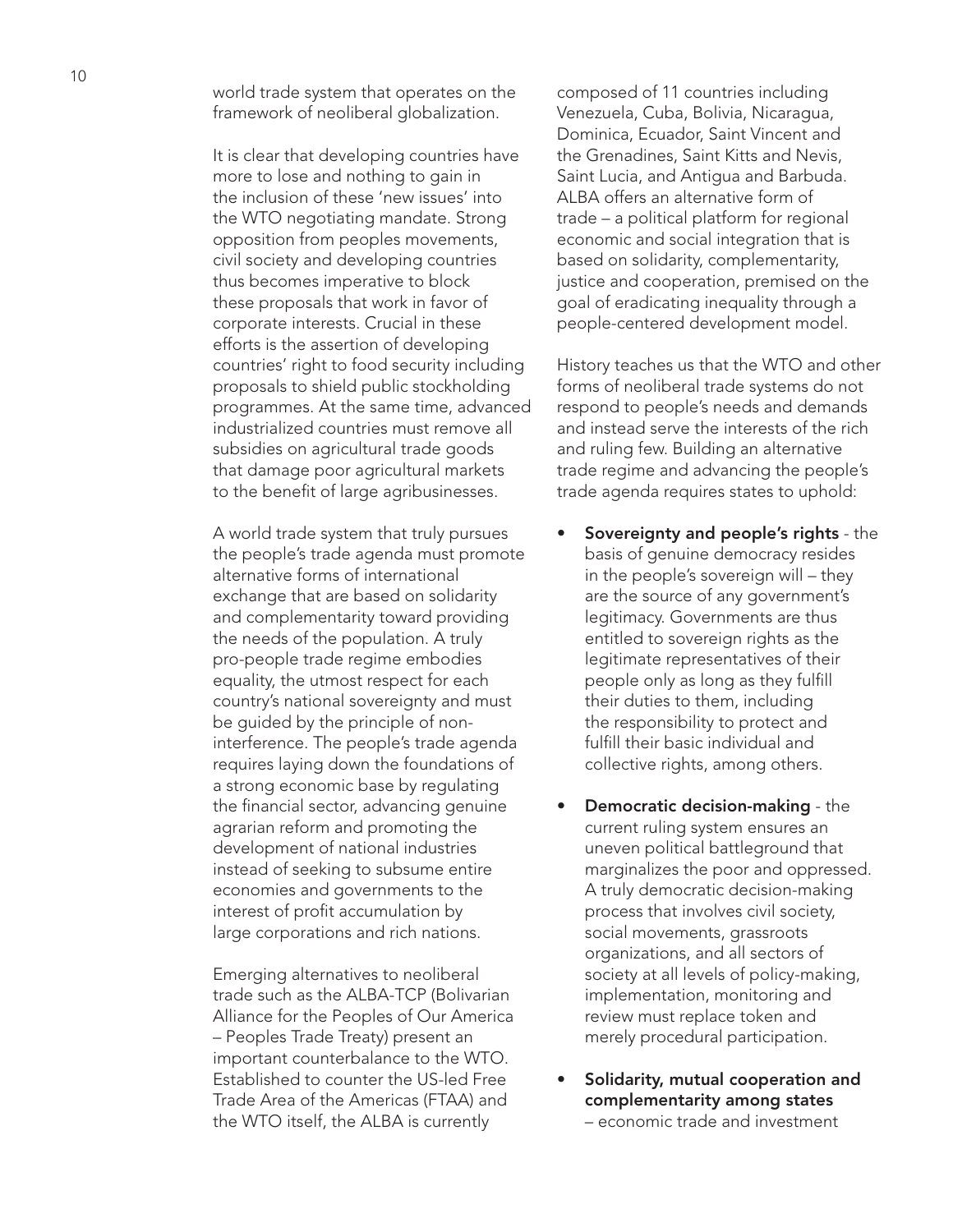world trade system that operates on the framework of neoliberal globalization.

It is clear that developing countries have more to lose and nothing to gain in the inclusion of these 'new issues' into the WTO negotiating mandate. Strong opposition from peoples movements, civil society and developing countries thus becomes imperative to block these proposals that work in favor of corporate interests. Crucial in these efforts is the assertion of developing countries' right to food security including proposals to shield public stockholding programmes. At the same time, advanced industrialized countries must remove all subsidies on agricultural trade goods that damage poor agricultural markets to the benefit of large agribusinesses.

A world trade system that truly pursues the people's trade agenda must promote alternative forms of international exchange that are based on solidarity and complementarity toward providing the needs of the population. A truly pro-people trade regime embodies equality, the utmost respect for each country's national sovereignty and must be guided by the principle of non-interference. The people's trade agenda requires laying down the foundations of a strong economic base by regulating the financial sector, advancing genuine agrarian reform and promoting the development of national industries instead of seeking to subsume entire economies and governments to the interest of profit accumulation by large corporations and rich nations.

Emerging alternatives to neoliberal trade such as the ALBA-TCP (Bolivarian Alliance for the Peoples of Our America – Peoples Trade Treaty) present an important counterbalance to the WTO. Established to counter the US-led Free Trade Area of the Americas (FTAA) and the WTO itself, the ALBA is currently composed of 11 countries including Venezuela, Cuba, Bolivia, Nicaragua, Dominica, Ecuador, Saint Vincent and the Grenadines, Saint Kitts and Nevis, Saint Lucia, and Antigua and Barbuda. ALBA offers an alternative form of trade – a political platform for regional economic and social integration that is based on solidarity, complementarity, justice and cooperation, premised on the goal of eradicating inequality through a people-centered development model.

History teaches us that the WTO and other forms of neoliberal trade systems do not respond to people's needs and demands and instead serve the interests of the rich and ruling few. Building an alternative trade regime and advancing the people's trade agenda requires states to uphold:

- **Sovereignty and people's rights** - the basis of genuine democracy resides in the people's sovereign will – they are the source of any government's legitimacy. Governments are thus entitled to sovereign rights as the legitimate representatives of their people only as long as they fulfill their duties to them, including the responsibility to protect and fulfill their basic individual and collective rights, among others.
- **Democratic decision-making** - the current ruling system ensures an uneven political battleground that marginalizes the poor and oppressed. A truly democratic decision-making process that involves civil society, social movements, grassroots organizations, and all sectors of society at all levels of policy-making, implementation, monitoring and review must replace token and merely procedural participation.
- **Solidarity, mutual cooperation and complementarity among states** – economic trade and investment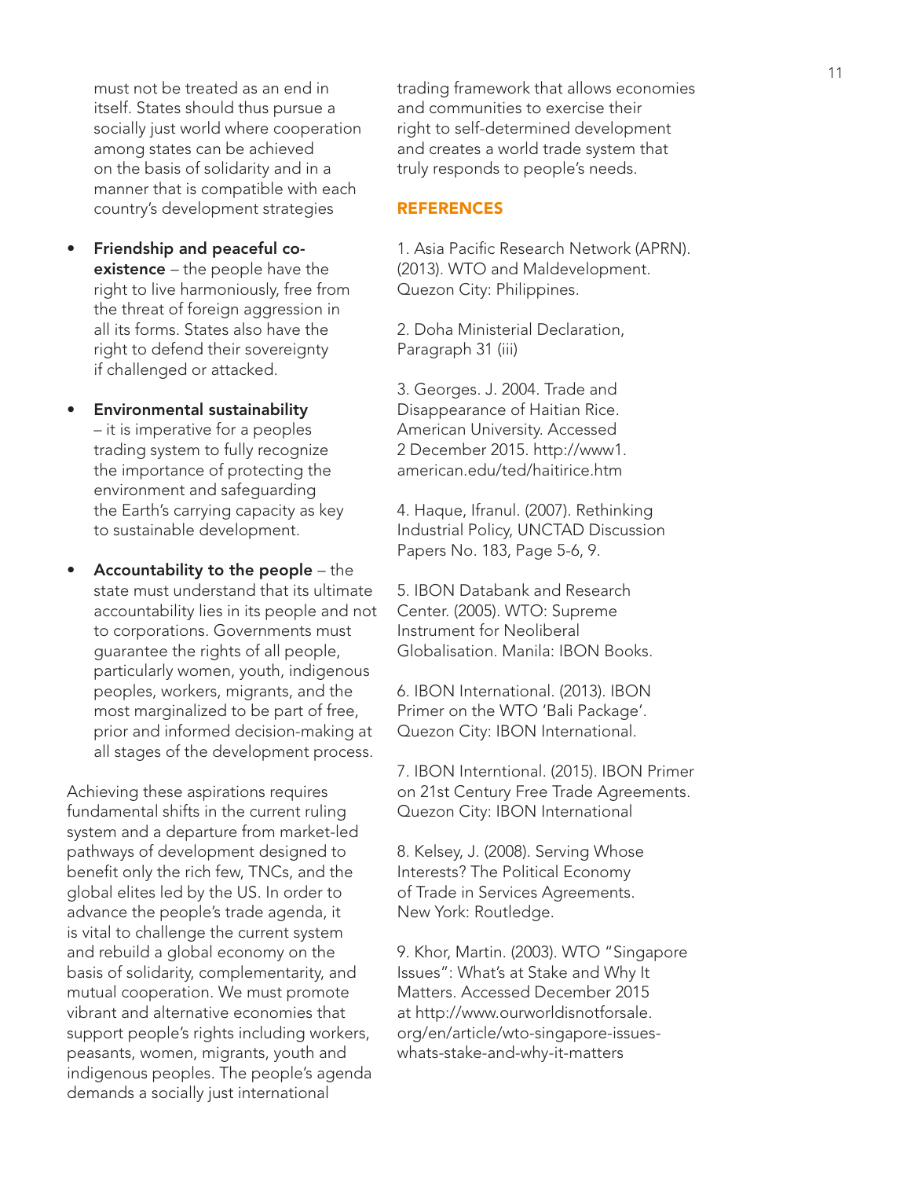must not be treated as an end in itself. States should thus pursue a socially just world where cooperation among states can be achieved on the basis of solidarity and in a manner that is compatible with each country's development strategies

- **Friendship and peaceful co-existence** – the people have the right to live harmoniously, free from the threat of foreign aggression in all its forms. States also have the right to defend their sovereignty if challenged or attacked.
- **Environmental sustainability** – it is imperative for a peoples trading system to fully recognize the importance of protecting the environment and safeguarding the Earth's carrying capacity as key to sustainable development.
- **Accountability to the people** – the state must understand that its ultimate accountability lies in its people and not to corporations. Governments must guarantee the rights of all people, particularly women, youth, indigenous peoples, workers, migrants, and the most marginalized to be part of free, prior and informed decision-making at all stages of the development process.

Achieving these aspirations requires fundamental shifts in the current ruling system and a departure from market-led pathways of development designed to benefit only the rich few, TNCs, and the global elites led by the US. In order to advance the people's trade agenda, it is vital to challenge the current system and rebuild a global economy on the basis of solidarity, complementarity, and mutual cooperation. We must promote vibrant and alternative economies that support people's rights including workers, peasants, women, migrants, youth and indigenous peoples. The people's agenda demands a socially just international trading framework that allows economies and communities to exercise their right to self-determined development and creates a world trade system that truly responds to people's needs.

## REFERENCES

1. Asia Pacific Research Network (APRN). (2013). WTO and Maldevelopment. Quezon City: Philippines.

2. Doha Ministerial Declaration, Paragraph 31 (iii)

3. Georges. J. 2004. Trade and Disappearance of Haitian Rice. American University. Accessed 2 December 2015. http://www1.american.edu/ted/haitirice.htm

4. Haque, Ifranul. (2007). Rethinking Industrial Policy, UNCTAD Discussion Papers No. 183, Page 5-6, 9.

5. IBON Databank and Research Center. (2005). WTO: Supreme Instrument for Neoliberal Globalisation. Manila: IBON Books.

6. IBON International. (2013). IBON Primer on the WTO 'Bali Package'. Quezon City: IBON International.

7. IBON Interntional. (2015). IBON Primer on 21st Century Free Trade Agreements. Quezon City: IBON International

8. Kelsey, J. (2008). Serving Whose Interests? The Political Economy of Trade in Services Agreements. New York: Routledge.

9. Khor, Martin. (2003). WTO "Singapore Issues": What's at Stake and Why It Matters. Accessed December 2015 at http://www.ourworldisnotforsale.org/en/article/wto-singapore-issues-whats-stake-and-why-it-matters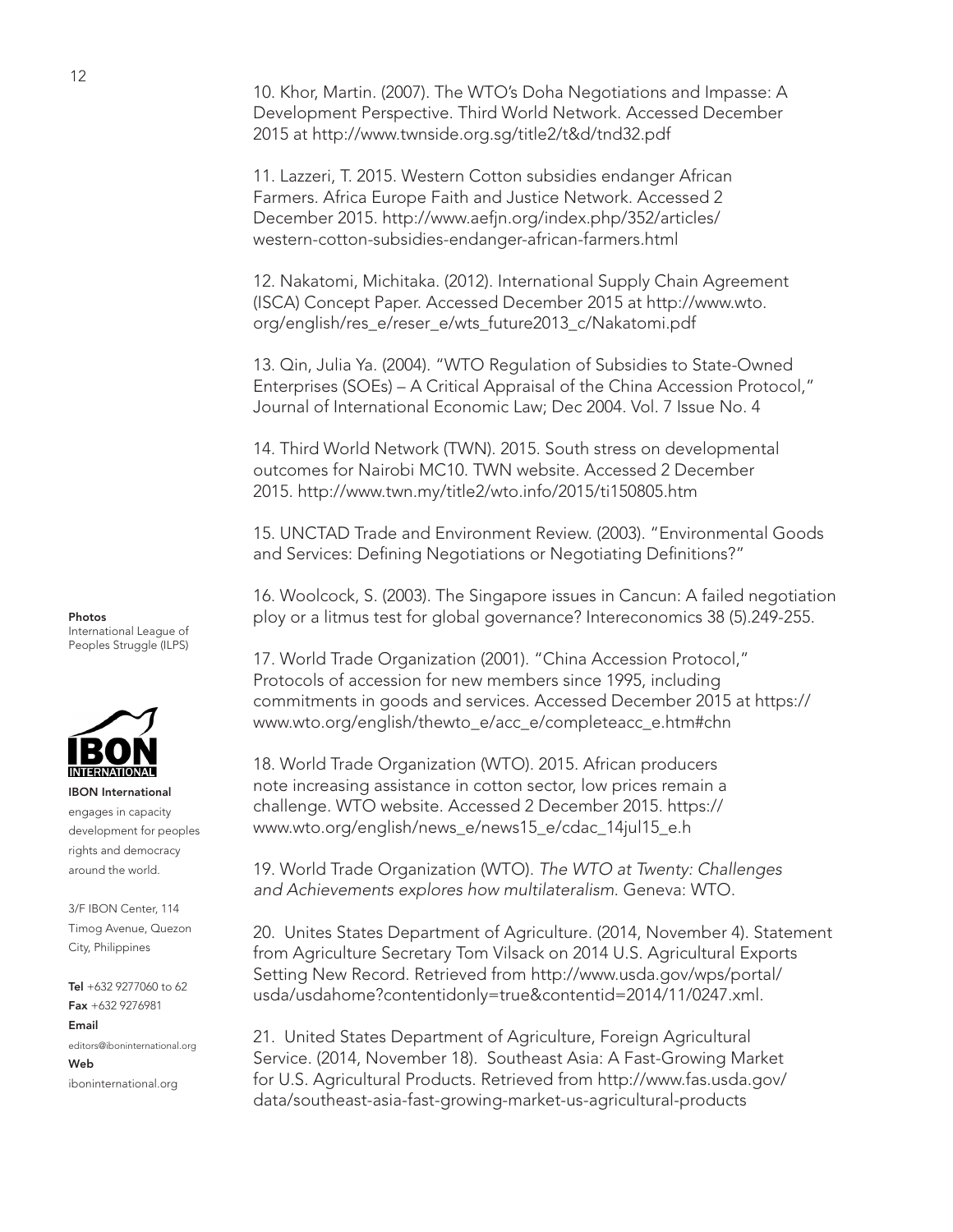10. Khor, Martin. (2007). The WTO's Doha Negotiations and Impasse: A Development Perspective. Third World Network. Accessed December 2015 at http://www.twnside.org.sg/title2/t&d/tnd32.pdf

11. Lazzeri, T. 2015. Western Cotton subsidies endanger African Farmers. Africa Europe Faith and Justice Network. Accessed 2 December 2015. http://www.aefjn.org/index.php/352/articles/western-cotton-subsidies-endanger-african-farmers.html

12. Nakatomi, Michitaka. (2012). International Supply Chain Agreement (ISCA) Concept Paper. Accessed December 2015 at http://www.wto.org/english/res_e/reser_e/wts_future2013_c/Nakatomi.pdf

13. Qin, Julia Ya. (2004). "WTO Regulation of Subsidies to State-Owned Enterprises (SOEs) – A Critical Appraisal of the China Accession Protocol," Journal of International Economic Law; Dec 2004. Vol. 7 Issue No. 4

14. Third World Network (TWN). 2015. South stress on developmental outcomes for Nairobi MC10. TWN website. Accessed 2 December 2015. http://www.twn.my/title2/wto.info/2015/ti150805.htm

15. UNCTAD Trade and Environment Review. (2003). "Environmental Goods and Services: Defining Negotiations or Negotiating Definitions?"

16. Woolcock, S. (2003). The Singapore issues in Cancun: A failed negotiation ploy or a litmus test for global governance? Intereconomics 38 (5).249-255.

17. World Trade Organization (2001). "China Accession Protocol," Protocols of accession for new members since 1995, including commitments in goods and services. Accessed December 2015 at https://www.wto.org/english/thewto_e/acc_e/completeacc_e.htm#chn

18. World Trade Organization (WTO). 2015. African producers note increasing assistance in cotton sector, low prices remain a challenge. WTO website. Accessed 2 December 2015. https://www.wto.org/english/news_e/news15_e/cdac_14jul15_e.h

19. World Trade Organization (WTO). *The WTO at Twenty: Challenges and Achievements explores how multilateralism.* Geneva: WTO.

20. Unites States Department of Agriculture. (2014, November 4). Statement from Agriculture Secretary Tom Vilsack on 2014 U.S. Agricultural Exports Setting New Record. Retrieved from http://www.usda.gov/wps/portal/usda/usdahome?contentidonly=true&contentid=2014/11/0247.xml.

21. United States Department of Agriculture, Foreign Agricultural Service. (2014, November 18). Southeast Asia: A Fast-Growing Market for U.S. Agricultural Products. Retrieved from http://www.fas.usda.gov/data/southeast-asia-fast-growing-market-us-agricultural-products

**Photos**
International League of Peoples Struggle (ILPS)

**IBON International** engages in capacity development for peoples rights and democracy around the world.

3/F IBON Center, 114 Timog Avenue, Quezon City, Philippines

**Tel** +632 9277060 to 62
**Fax** +632 9276981
**Email**
editors@iboninternational.org
**Web**
iboninternational.org